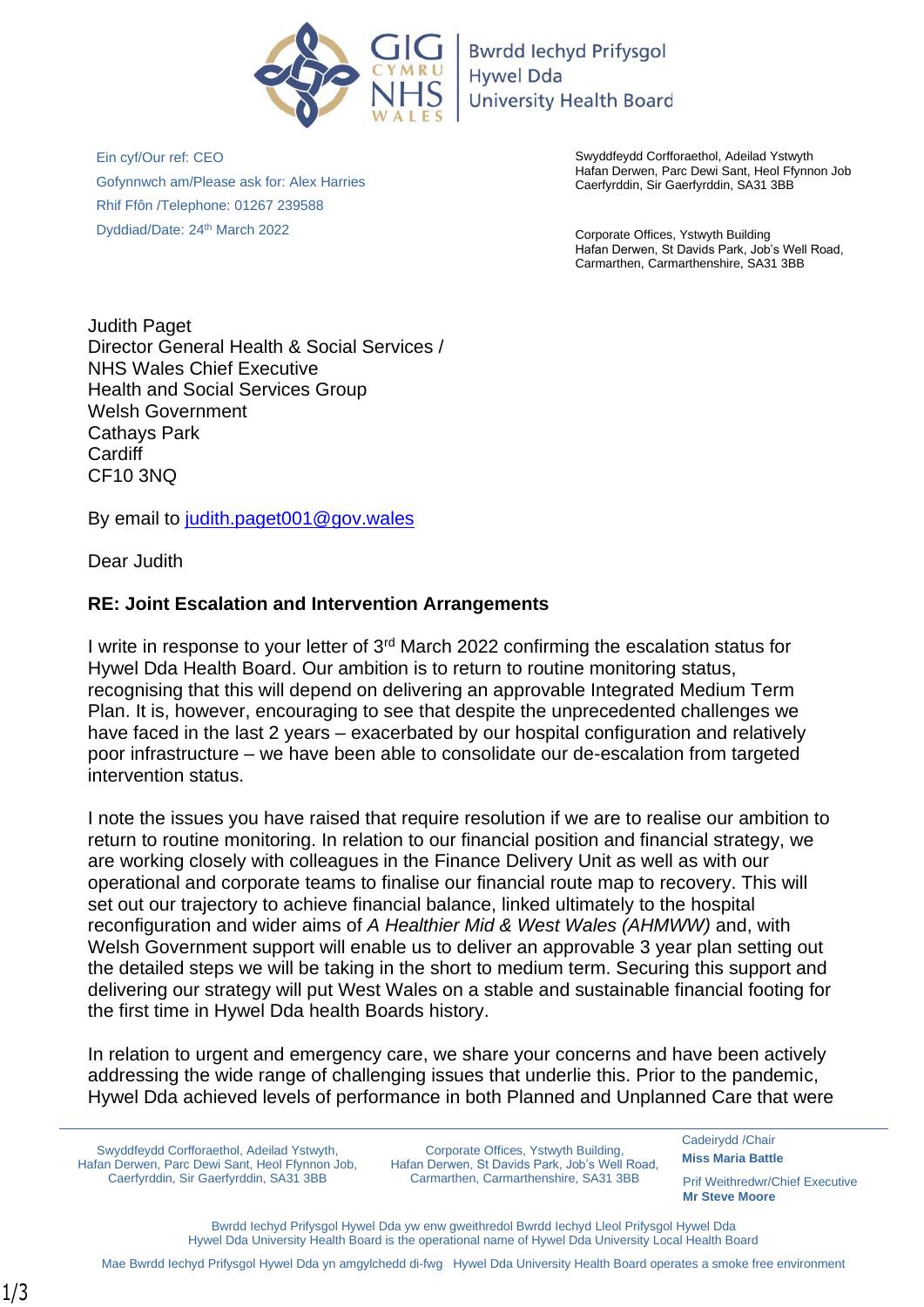Bwrdd Iechyd Prifysgol
Hywel Dda
University Health Board

Ein cyf/Our ref: CEO
Gofynnwch am/Please ask for: Alex Harries
Rhif Ffôn /Telephone: 01267 239588
Dyddiad/Date: 24th March 2022

Swyddfeydd Corfforaethol, Adeilad Ystwyth
Hafan Derwen, Parc Dewi Sant, Heol Ffynnon Job
Caerfyrddin, Sir Gaerfyrddin, SA31 3BB

Corporate Offices, Ystwyth Building
Hafan Derwen, St Davids Park, Job's Well Road,
Carmarthen, Carmarthenshire, SA31 3BB

Judith Paget
Director General Health & Social Services /
NHS Wales Chief Executive
Health and Social Services Group
Welsh Government
Cathays Park
Cardiff
CF10 3NQ

By email to judith.paget001@gov.wales

Dear Judith

**RE: Joint Escalation and Intervention Arrangements**

I write in response to your letter of 3rd March 2022 confirming the escalation status for Hywel Dda Health Board. Our ambition is to return to routine monitoring status, recognising that this will depend on delivering an approvable Integrated Medium Term Plan. It is, however, encouraging to see that despite the unprecedented challenges we have faced in the last 2 years – exacerbated by our hospital configuration and relatively poor infrastructure – we have been able to consolidate our de-escalation from targeted intervention status.

I note the issues you have raised that require resolution if we are to realise our ambition to return to routine monitoring. In relation to our financial position and financial strategy, we are working closely with colleagues in the Finance Delivery Unit as well as with our operational and corporate teams to finalise our financial route map to recovery. This will set out our trajectory to achieve financial balance, linked ultimately to the hospital reconfiguration and wider aims of *A Healthier Mid & West Wales (AHMWW)* and, with Welsh Government support will enable us to deliver an approvable 3 year plan setting out the detailed steps we will be taking in the short to medium term. Securing this support and delivering our strategy will put West Wales on a stable and sustainable financial footing for the first time in Hywel Dda health Boards history.

In relation to urgent and emergency care, we share your concerns and have been actively addressing the wide range of challenging issues that underlie this. Prior to the pandemic, Hywel Dda achieved levels of performance in both Planned and Unplanned Care that were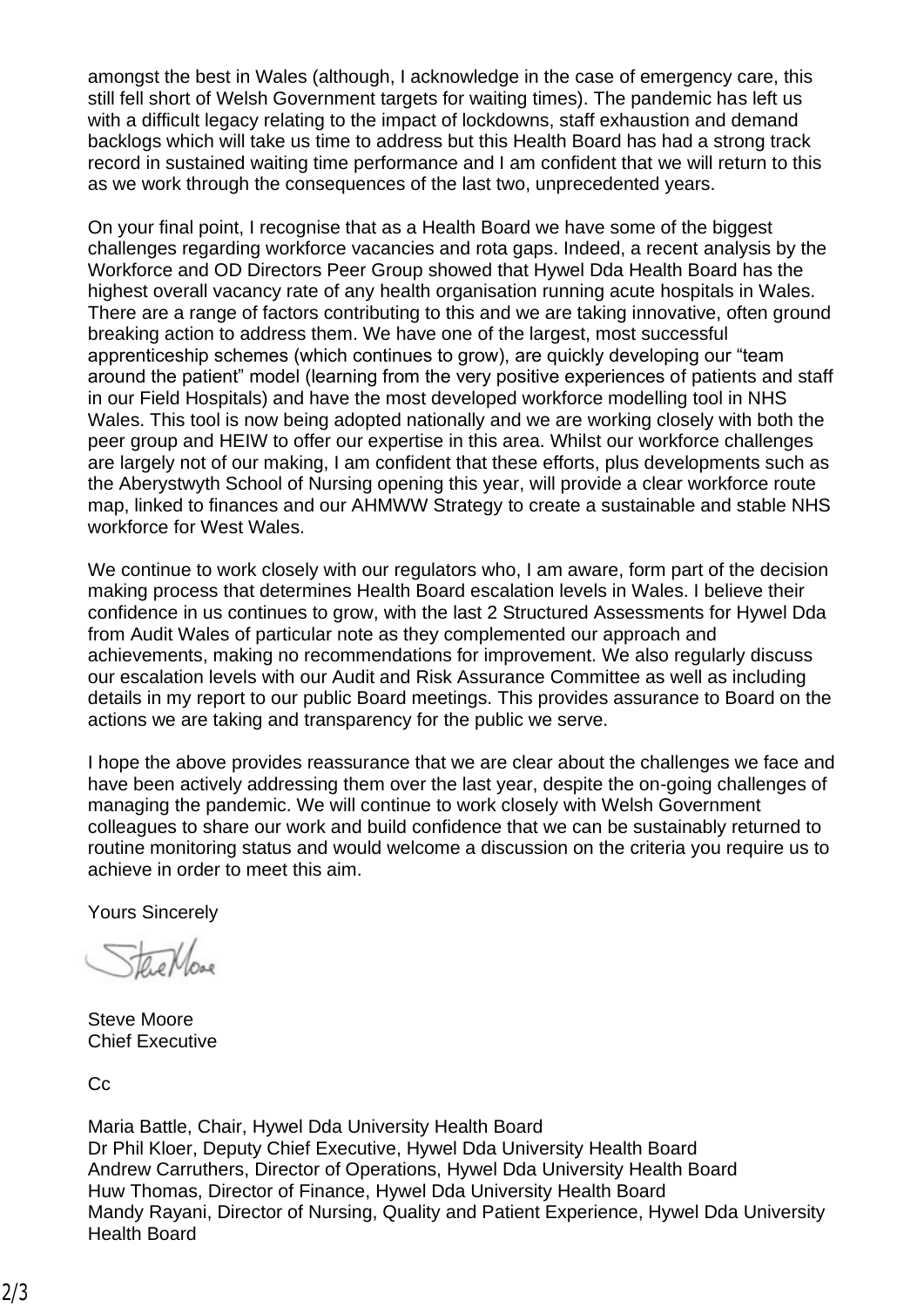amongst the best in Wales (although, I acknowledge in the case of emergency care, this still fell short of Welsh Government targets for waiting times). The pandemic has left us with a difficult legacy relating to the impact of lockdowns, staff exhaustion and demand backlogs which will take us time to address but this Health Board has had a strong track record in sustained waiting time performance and I am confident that we will return to this as we work through the consequences of the last two, unprecedented years.

On your final point, I recognise that as a Health Board we have some of the biggest challenges regarding workforce vacancies and rota gaps. Indeed, a recent analysis by the Workforce and OD Directors Peer Group showed that Hywel Dda Health Board has the highest overall vacancy rate of any health organisation running acute hospitals in Wales. There are a range of factors contributing to this and we are taking innovative, often ground breaking action to address them. We have one of the largest, most successful apprenticeship schemes (which continues to grow), are quickly developing our "team around the patient" model (learning from the very positive experiences of patients and staff in our Field Hospitals) and have the most developed workforce modelling tool in NHS Wales. This tool is now being adopted nationally and we are working closely with both the peer group and HEIW to offer our expertise in this area. Whilst our workforce challenges are largely not of our making, I am confident that these efforts, plus developments such as the Aberystwyth School of Nursing opening this year, will provide a clear workforce route map, linked to finances and our AHMWW Strategy to create a sustainable and stable NHS workforce for West Wales.

We continue to work closely with our regulators who, I am aware, form part of the decision making process that determines Health Board escalation levels in Wales. I believe their confidence in us continues to grow, with the last 2 Structured Assessments for Hywel Dda from Audit Wales of particular note as they complemented our approach and achievements, making no recommendations for improvement. We also regularly discuss our escalation levels with our Audit and Risk Assurance Committee as well as including details in my report to our public Board meetings. This provides assurance to Board on the actions we are taking and transparency for the public we serve.

I hope the above provides reassurance that we are clear about the challenges we face and have been actively addressing them over the last year, despite the on-going challenges of managing the pandemic. We will continue to work closely with Welsh Government colleagues to share our work and build confidence that we can be sustainably returned to routine monitoring status and would welcome a discussion on the criteria you require us to achieve in order to meet this aim.

Yours Sincerely

Steve Moore
Chief Executive

Cc

Maria Battle, Chair, Hywel Dda University Health Board
Dr Phil Kloer, Deputy Chief Executive, Hywel Dda University Health Board
Andrew Carruthers, Director of Operations, Hywel Dda University Health Board
Huw Thomas, Director of Finance, Hywel Dda University Health Board
Mandy Rayani, Director of Nursing, Quality and Patient Experience, Hywel Dda University Health Board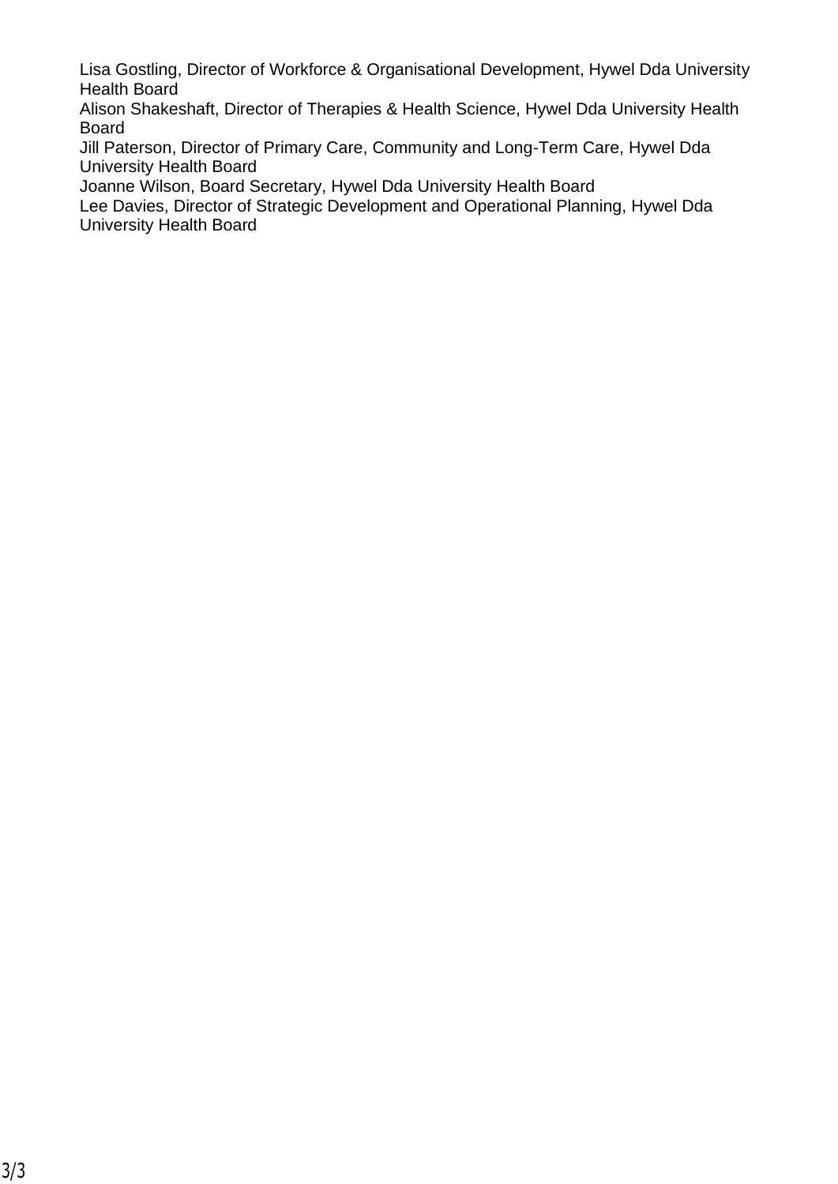Lisa Gostling, Director of Workforce & Organisational Development, Hywel Dda University Health Board
Alison Shakeshaft, Director of Therapies & Health Science, Hywel Dda University Health Board
Jill Paterson, Director of Primary Care, Community and Long-Term Care, Hywel Dda University Health Board
Joanne Wilson, Board Secretary, Hywel Dda University Health Board
Lee Davies, Director of Strategic Development and Operational Planning, Hywel Dda University Health Board